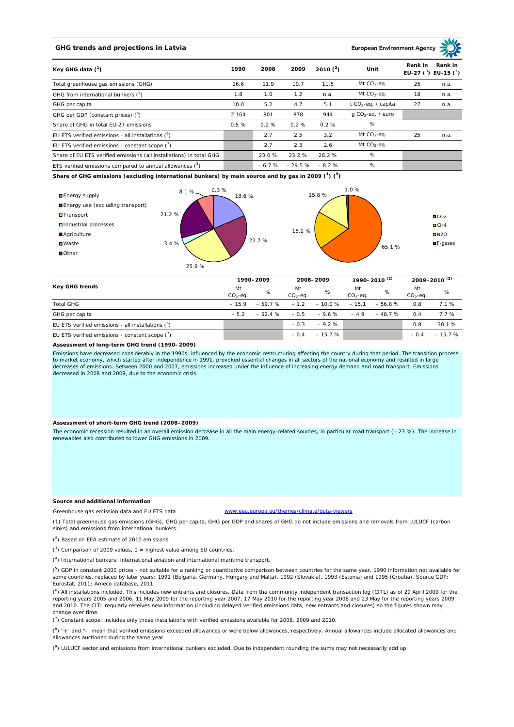## GHG trends and projections in Latvia

European Environment Agency

| Key GHG data [1] | 1990 | 2008 | 2009 | 2010 [2] | Unit | Rank in EU-27 [3] | Rank in EU-15 [3] |
|---|---|---|---|---|---|---|---|
| Total greenhouse gas emissions (GHG) | 26.6 | 11.9 | 10.7 | 11.5 | Mt $CO_2$-eq. | 25 | n.a. |
| GHG from international bunkers [4] | 1.8 | 1.0 | 1.2 | n.a. | Mt $CO_2$-eq. | 18 | n.a. |
| GHG per capita | 10.0 | 5.2 | 4.7 | 5.1 | t $CO_2$-eq. / capita | 27 | n.a. |
| GHG per GDP (constant prices) [5] | 2 164 | 801 | 878 | 944 | g $CO_2$-eq. / euro | | |
| Share of GHG in total EU-27 emissions | 0.5 % | 0.2 % | 0.2 % | 0.2 % | % | | |
| EU ETS verified emissions - all installations [6] | | 2.7 | 2.5 | 3.2 | Mt $CO_2$-eq. | 25 | n.a. |
| EU ETS verified emissions - constant scope [7] | | 2.7 | 2.3 | 2.6 | Mt $CO_2$-eq. | | |
| Share of EU ETS verified emissions (all installations) in total GHG | | 23.0 % | 23.2 % | 28.2 % | % | | |
| ETS verified emissions compared to annual allowances [8] | | – 6.7 % | – 29.5 % | – 8.2 % | % | | |

**Share of GHG emissions (excluding international bunkers) by main source and by gas in 2009 [1] [9]**

By main source: Energy supply 18.6 %; Energy use (excluding transport) 22.7 %; Transport 25.9 %; Industrial processes 3.4 %; Agriculture 21.2 %; Waste 8.1 %; Other 0.3 %

By gas: CO2 65.1 %; CH4 18.1 %; N2O 15.8 %; F-gases 1.0 %

| Key GHG trends | 1990–2009 | | 2008–2009 | | 1990–2010 [2] | | 2009–2010 [2] | |
|---|---|---|---|---|---|---|---|---|
| | Mt $CO_2$-eq. | % | Mt $CO_2$-eq. | % | Mt $CO_2$-eq. | % | Mt $CO_2$-eq. | % |
| Total GHG | – 15.9 | – 59.7 % | – 1.2 | – 10.0 % | – 15.1 | – 56.8 % | 0.8 | 7.1 % |
| GHG per capita | – 5.2 | – 52.4 % | – 0.5 | – 9.6 % | – 4.9 | – 48.7 % | 0.4 | 7.7 % |
| EU ETS verified emissions - all installations [6] | | | – 0.3 | – 9.2 % | | | 0.8 | 30.1 % |
| EU ETS verified emissions - constant scope [7] | | | – 0.4 | – 15.7 % | | | – 0.4 | – 15.7 % |

**Assessment of long-term GHG trend (1990–2009)**

Emissions have decreased considerably in the 1990s, influenced by the economic restructuring affecting the country during that period. The transition process to market economy, which started after independence in 1991, provoked essential changes in all sectors of the national economy and resulted in large decreases of emissions. Between 2000 and 2007, emissions increased under the influence of increasing energy demand and road transport. Emissions decreased in 2008 and 2009, due to the economic crisis.

**Assessment of short-term GHG trend (2008–2009)**

The economic recession resulted in an overall emission decrease in all the main energy-related sources, in particular road transport (– 23 %). The increase in renewables also contributed to lower GHG emissions in 2009.

**Source and additional information**

Greenhouse gas emission data and EU ETS data www.eea.europa.eu/themes/climate/data-viewers

(1) Total greenhouse gas emissions (GHG), GHG per capita, GHG per GDP and shares of GHG do not include emissions and removals from LULUCF (carbon sinks) and emissions from international bunkers.

(2) Based on EEA estimate of 2010 emissions.

(3) Comparison of 2009 values, 1 = highest value among EU countries.

(4) International bunkers: international aviation and international maritime transport.

(5) GDP in constant 2000 prices - not suitable for a ranking or quantitative comparison between countries for the same year. 1990 information not available for some countries, replaced by later years: 1991 (Bulgaria, Germany, Hungary and Malta), 1992 (Slovakia), 1993 (Estonia) and 1995 (Croatia). Source GDP: Eurostat, 2011; Ameco database, 2011.

(6) All installations included. This includes new entrants and closures. Data from the community independent transaction log (CITL) as of 29 April 2009 for the reporting years 2005 and 2006, 11 May 2009 for the reporting year 2007, 17 May 2010 for the reporting year 2008 and 23 May for the reporting years 2009 and 2010. The CITL regularly receives new information (including delayed verified emissions data, new entrants and closures) so the figures shown may change over time.

(7) Constant scope: includes only those installations with verified emissions available for 2008, 2009 and 2010.

(8) "+" and "-" mean that verified emissions exceeded allowances or were below allowances, respectively. Annual allowances include allocated allowances and allowances auctioned during the same year.

(9) LULUCF sector and emissions from international bunkers excluded. Due to independent rounding the sums may not necessarily add up.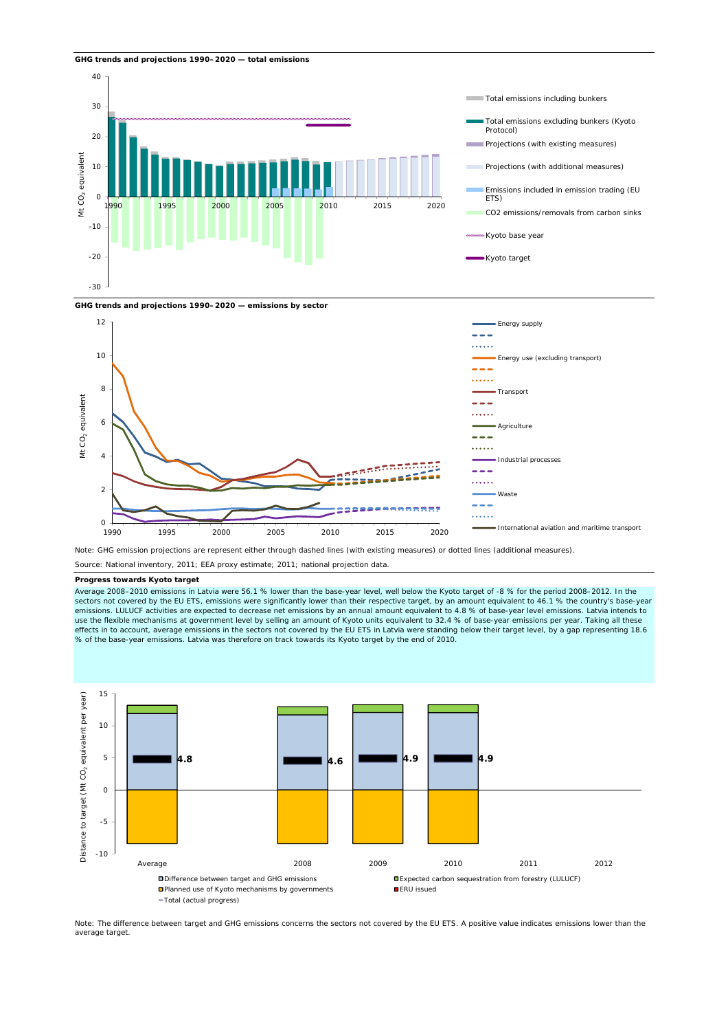**GHG trends and projections 1990–2020 — total emissions**

40
30
20
10
0
-10
-20
-30

Mt $CO_2$ equivalent

1990 1995 2000 2005 2010 2015 2020

Total emissions including bunkers

Total emissions excluding bunkers (Kyoto Protocol)

Projections (with existing measures)

Projections (with additional measures)

Emissions included in emission trading (EU ETS)

CO2 emissions/removals from carbon sinks

Kyoto base year

Kyoto target

**GHG trends and projections 1990–2020 — emissions by sector**

12
10
8
6
4
2
0

Mt $CO_2$ equivalent

1990 1995 2000 2005 2010 2015 2020

Energy supply

Energy use (excluding transport)

Transport

Agriculture

Industrial processes

Waste

International aviation and maritime transport

Note: GHG emission projections are represent either through dashed lines (with existing measures) or dotted lines (additional measures).

Source: National inventory, 2011; EEA proxy estimate; 2011; national projection data.

**Progress towards Kyoto target**

Average 2008–2010 emissions in Latvia were 56.1 % lower than the base-year level, well below the Kyoto target of -8 % for the period 2008–2012. In the sectors not covered by the EU ETS, emissions were significantly lower than their respective target, by an amount equivalent to 46.1 % the country's base-year emissions. LULUCF activities are expected to decrease net emissions by an annual amount equivalent to 4.8 % of base-year level emissions. Latvia intends to use the flexible mechanisms at government level by selling an amount of Kyoto units equivalent to 32.4 % of base-year emissions per year. Taking all these effects in to account, average emissions in the sectors not covered by the EU ETS in Latvia were standing below their target level, by a gap representing 18.6 % of the base-year emissions. Latvia was therefore on track towards its Kyoto target by the end of 2010.

15
10
5
0
-5
-10

Distance to target (Mt $CO_2$ equivalent per year)

4.8 4.6 4.9 4.9

Average 2008 2009 2010 2011 2012

Difference between target and GHG emissions

Expected carbon sequestration from forestry (LULUCF)

Planned use of Kyoto mechanisms by governments

ERU issued

Total (actual progress)

Note: The difference between target and GHG emissions concerns the sectors not covered by the EU ETS. A positive value indicates emissions lower than the average target.